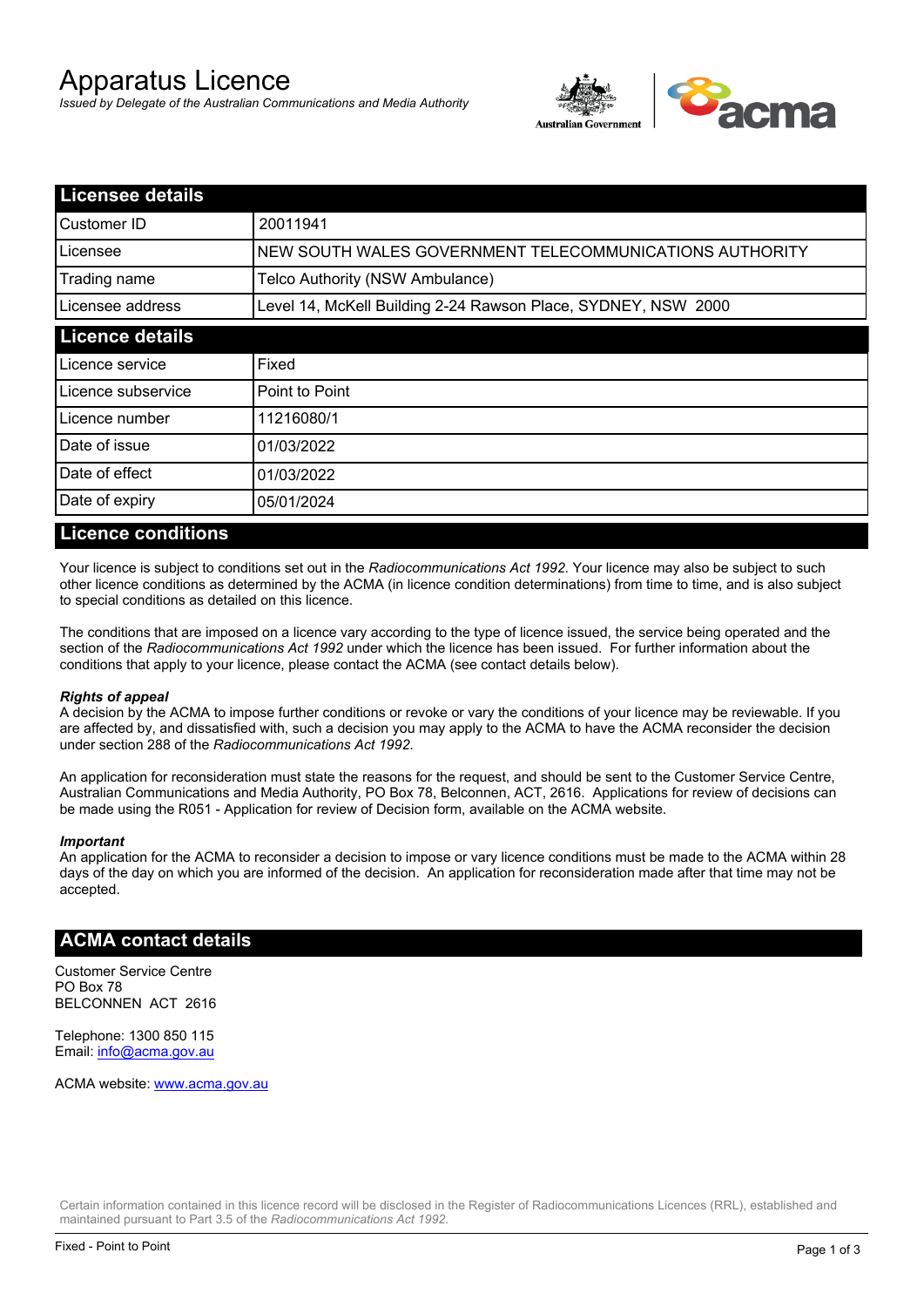# Apparatus Licence

*Issued by Delegate of the Australian Communications and Media Authority*

| Licensee details | |
|---|---|
| Customer ID | 20011941 |
| Licensee | NEW SOUTH WALES GOVERNMENT TELECOMMUNICATIONS AUTHORITY |
| Trading name | Telco Authority (NSW Ambulance) |
| Licensee address | Level 14, McKell Building 2-24 Rawson Place, SYDNEY, NSW 2000 |

| Licence details | |
|---|---|
| Licence service | Fixed |
| Licence subservice | Point to Point |
| Licence number | 11216080/1 |
| Date of issue | 01/03/2022 |
| Date of effect | 01/03/2022 |
| Date of expiry | 05/01/2024 |

## Licence conditions

Your licence is subject to conditions set out in the *Radiocommunications Act 1992*. Your licence may also be subject to such other licence conditions as determined by the ACMA (in licence condition determinations) from time to time, and is also subject to special conditions as detailed on this licence.

The conditions that are imposed on a licence vary according to the type of licence issued, the service being operated and the section of the *Radiocommunications Act 1992* under which the licence has been issued. For further information about the conditions that apply to your licence, please contact the ACMA (see contact details below).

***Rights of appeal***

A decision by the ACMA to impose further conditions or revoke or vary the conditions of your licence may be reviewable. If you are affected by, and dissatisfied with, such a decision you may apply to the ACMA to have the ACMA reconsider the decision under section 288 of the *Radiocommunications Act 1992*.

An application for reconsideration must state the reasons for the request, and should be sent to the Customer Service Centre, Australian Communications and Media Authority, PO Box 78, Belconnen, ACT, 2616. Applications for review of decisions can be made using the R051 - Application for review of Decision form, available on the ACMA website.

***Important***

An application for the ACMA to reconsider a decision to impose or vary licence conditions must be made to the ACMA within 28 days of the day on which you are informed of the decision. An application for reconsideration made after that time may not be accepted.

## ACMA contact details

Customer Service Centre
PO Box 78
BELCONNEN ACT 2616

Telephone: 1300 850 115
Email: info@acma.gov.au

ACMA website: www.acma.gov.au

Certain information contained in this licence record will be disclosed in the Register of Radiocommunications Licences (RRL), established and maintained pursuant to Part 3.5 of the *Radiocommunications Act 1992.*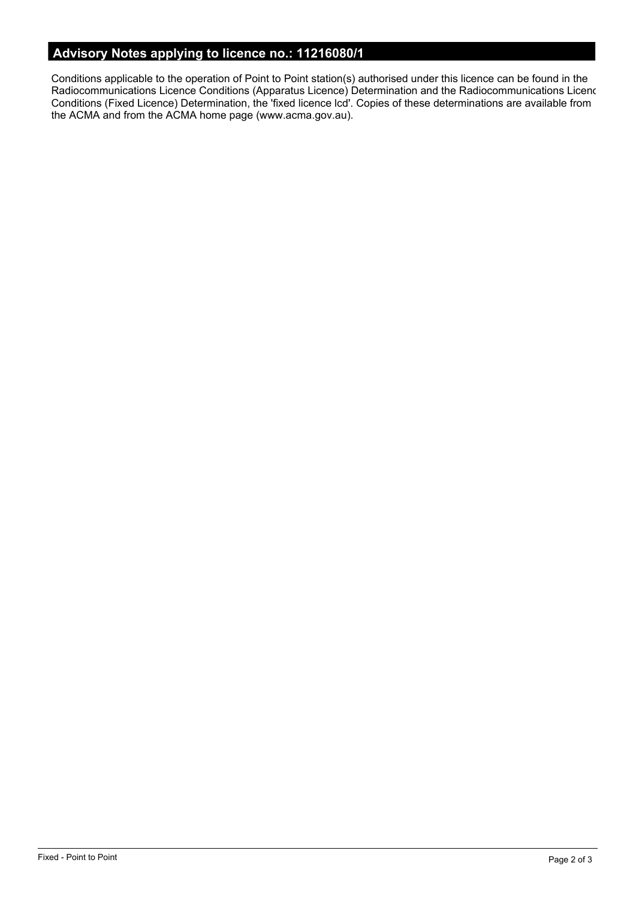## Advisory Notes applying to licence no.: 11216080/1

Conditions applicable to the operation of Point to Point station(s) authorised under this licence can be found in the Radiocommunications Licence Conditions (Apparatus Licence) Determination and the Radiocommunications Licenc Conditions (Fixed Licence) Determination, the 'fixed licence lcd'. Copies of these determinations are available from the ACMA and from the ACMA home page (www.acma.gov.au).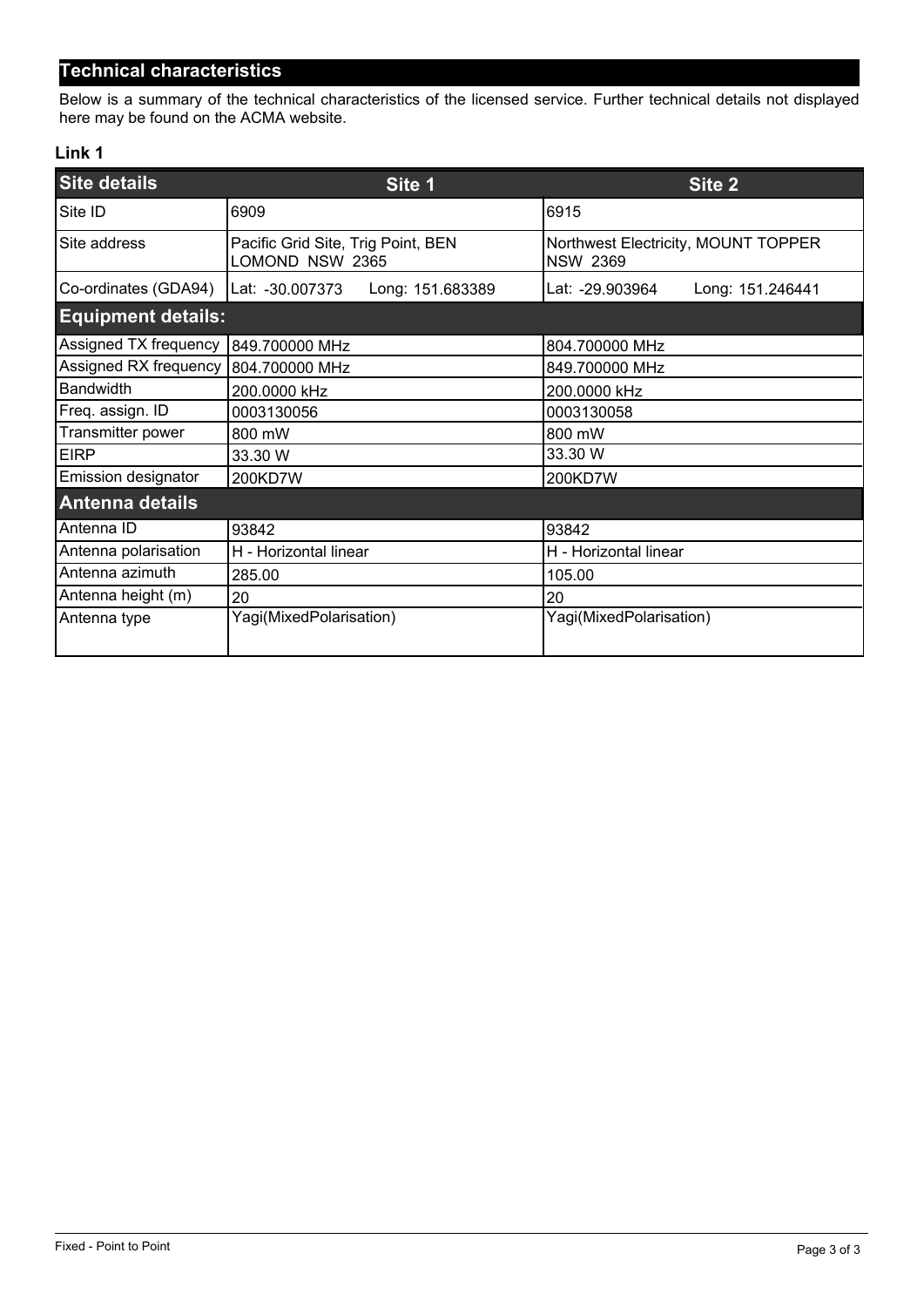## Technical characteristics

Below is a summary of the technical characteristics of the licensed service. Further technical details not displayed here may be found on the ACMA website.

**Link 1**

| Site details | Site 1 | Site 2 |
|---|---|---|
| Site ID | 6909 | 6915 |
| Site address | Pacific Grid Site, Trig Point, BEN LOMOND NSW 2365 | Northwest Electricity, MOUNT TOPPER NSW 2369 |
| Co-ordinates (GDA94) | Lat: -30.007373 Long: 151.683389 | Lat: -29.903964 Long: 151.246441 |
| **Equipment details:** | | |
| Assigned TX frequency | 849.700000 MHz | 804.700000 MHz |
| Assigned RX frequency | 804.700000 MHz | 849.700000 MHz |
| Bandwidth | 200.0000 kHz | 200.0000 kHz |
| Freq. assign. ID | 0003130056 | 0003130058 |
| Transmitter power | 800 mW | 800 mW |
| EIRP | 33.30 W | 33.30 W |
| Emission designator | 200KD7W | 200KD7W |
| **Antenna details** | | |
| Antenna ID | 93842 | 93842 |
| Antenna polarisation | H - Horizontal linear | H - Horizontal linear |
| Antenna azimuth | 285.00 | 105.00 |
| Antenna height (m) | 20 | 20 |
| Antenna type | Yagi(MixedPolarisation) | Yagi(MixedPolarisation) |

Fixed - Point to Point